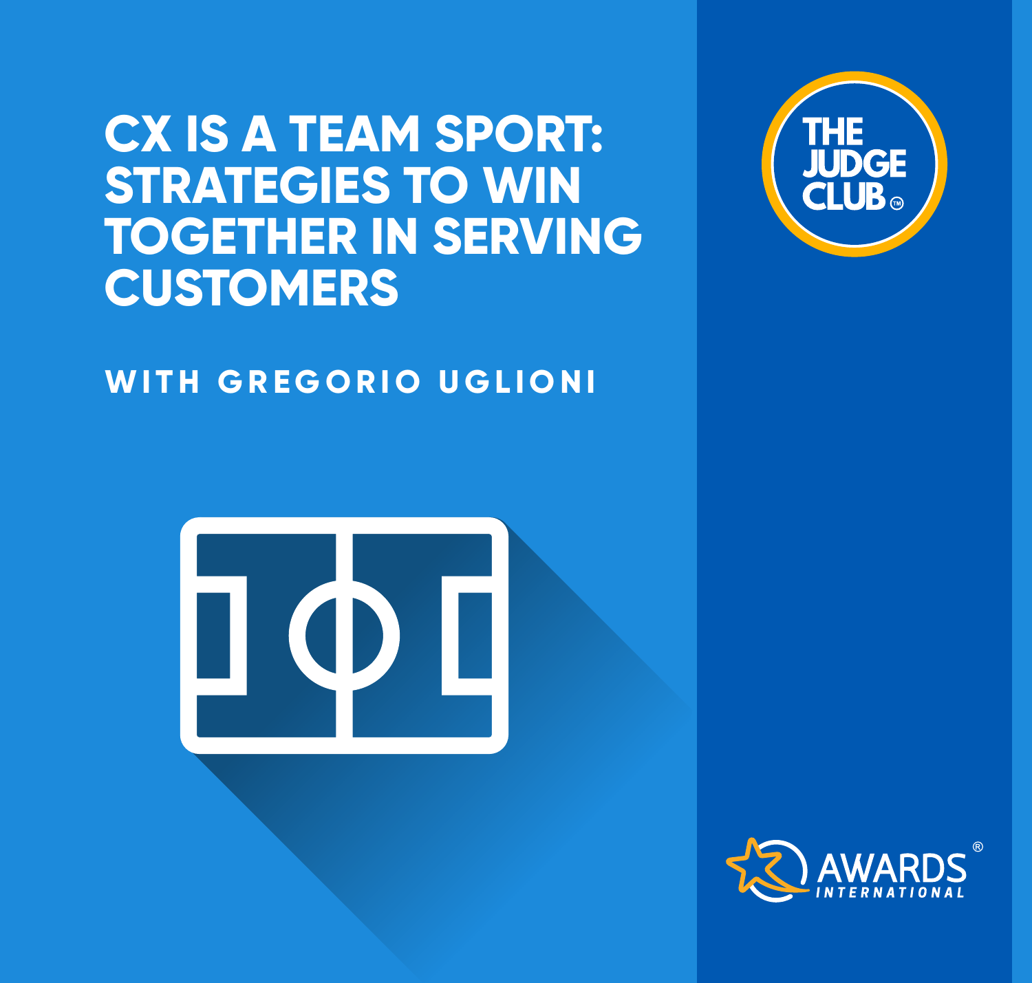# CX IS A TEAM SPORT: STRATEGIES TO WIN TOGETHER IN SERVING CUSTOMERS

## WITH GREGORIO UGLIONI

THE JUDGE CLUB™

AWARDS® INTERNATIONAL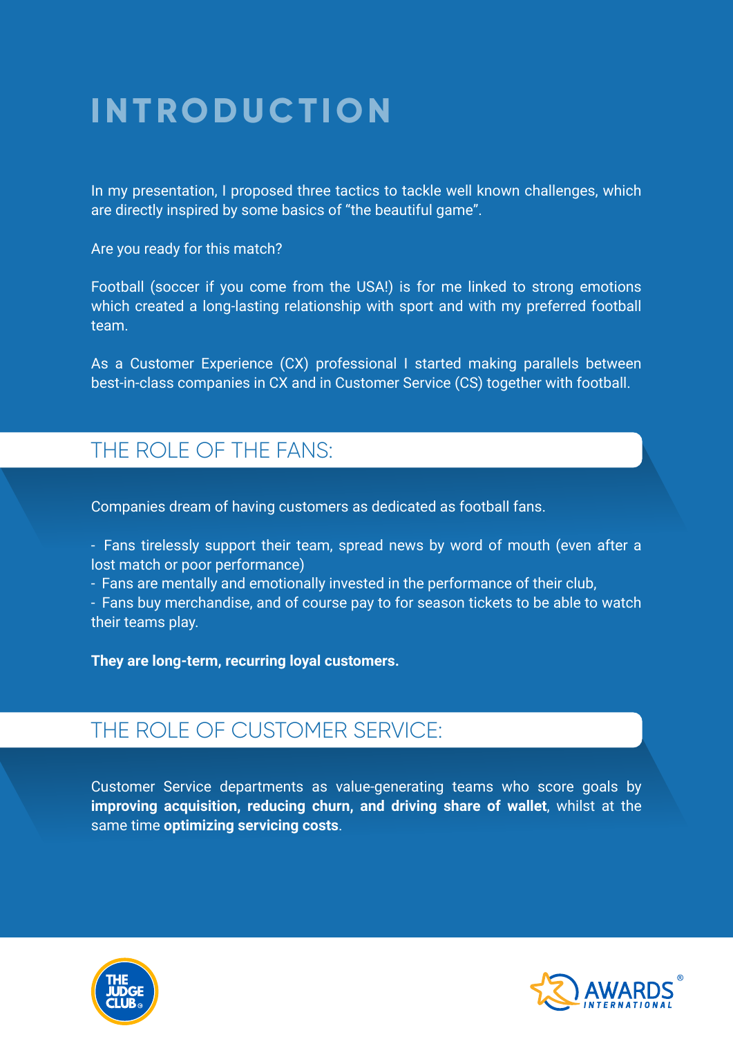# INTRODUCTION

In my presentation, I proposed three tactics to tackle well known challenges, which are directly inspired by some basics of "the beautiful game".

Are you ready for this match?

Football (soccer if you come from the USA!) is for me linked to strong emotions which created a long-lasting relationship with sport and with my preferred football team.

As a Customer Experience (CX) professional I started making parallels between best-in-class companies in CX and in Customer Service (CS) together with football.

## THE ROLE OF THE FANS:

Companies dream of having customers as dedicated as football fans.

- Fans tirelessly support their team, spread news by word of mouth (even after a lost match or poor performance)
- Fans are mentally and emotionally invested in the performance of their club,
- Fans buy merchandise, and of course pay to for season tickets to be able to watch their teams play.

**They are long-term, recurring loyal customers.**

## THE ROLE OF CUSTOMER SERVICE:

Customer Service departments as value-generating teams who score goals by **improving acquisition, reducing churn, and driving share of wallet**, whilst at the same time **optimizing servicing costs**.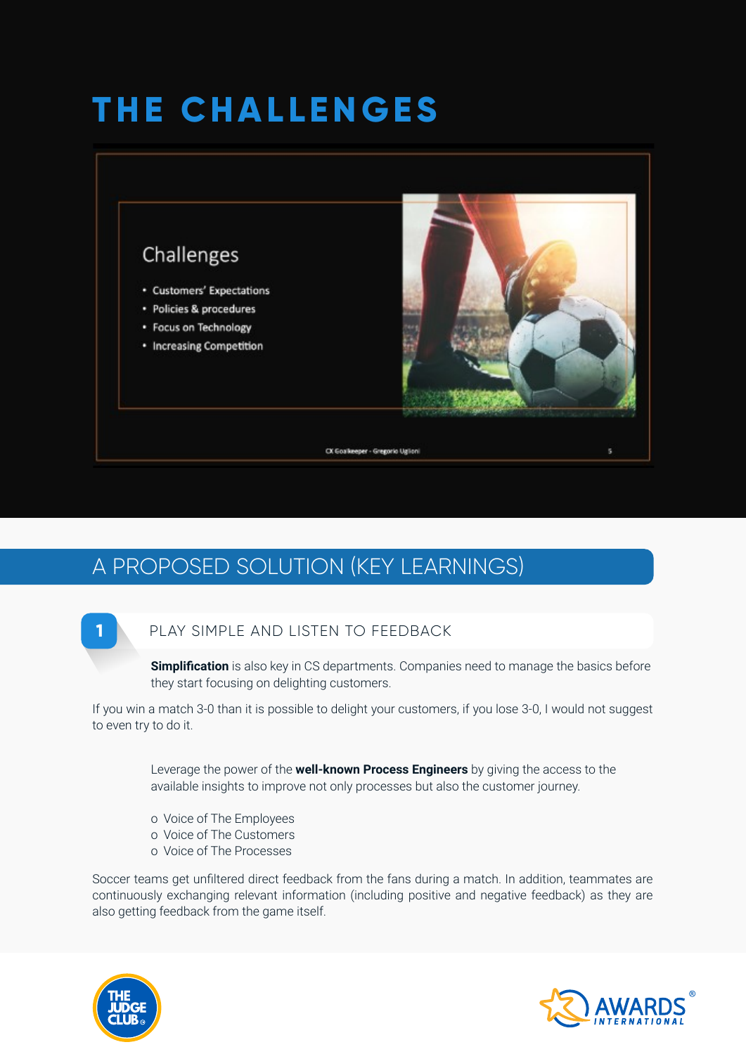# THE CHALLENGES

Challenges

- Customers' Expectations
- Policies & procedures
- Focus on Technology
- Increasing Competition

CX Goalkeeper - Gregorio Uglioni

## A PROPOSED SOLUTION (KEY LEARNINGS)

### 1 PLAY SIMPLE AND LISTEN TO FEEDBACK

**Simplification** is also key in CS departments. Companies need to manage the basics before they start focusing on delighting customers.

If you win a match 3-0 than it is possible to delight your customers, if you lose 3-0, I would not suggest to even try to do it.

Leverage the power of the **well-known Process Engineers** by giving the access to the available insights to improve not only processes but also the customer journey.

- Voice of The Employees
- Voice of The Customers
- Voice of The Processes

Soccer teams get unfiltered direct feedback from the fans during a match. In addition, teammates are continuously exchanging relevant information (including positive and negative feedback) as they are also getting feedback from the game itself.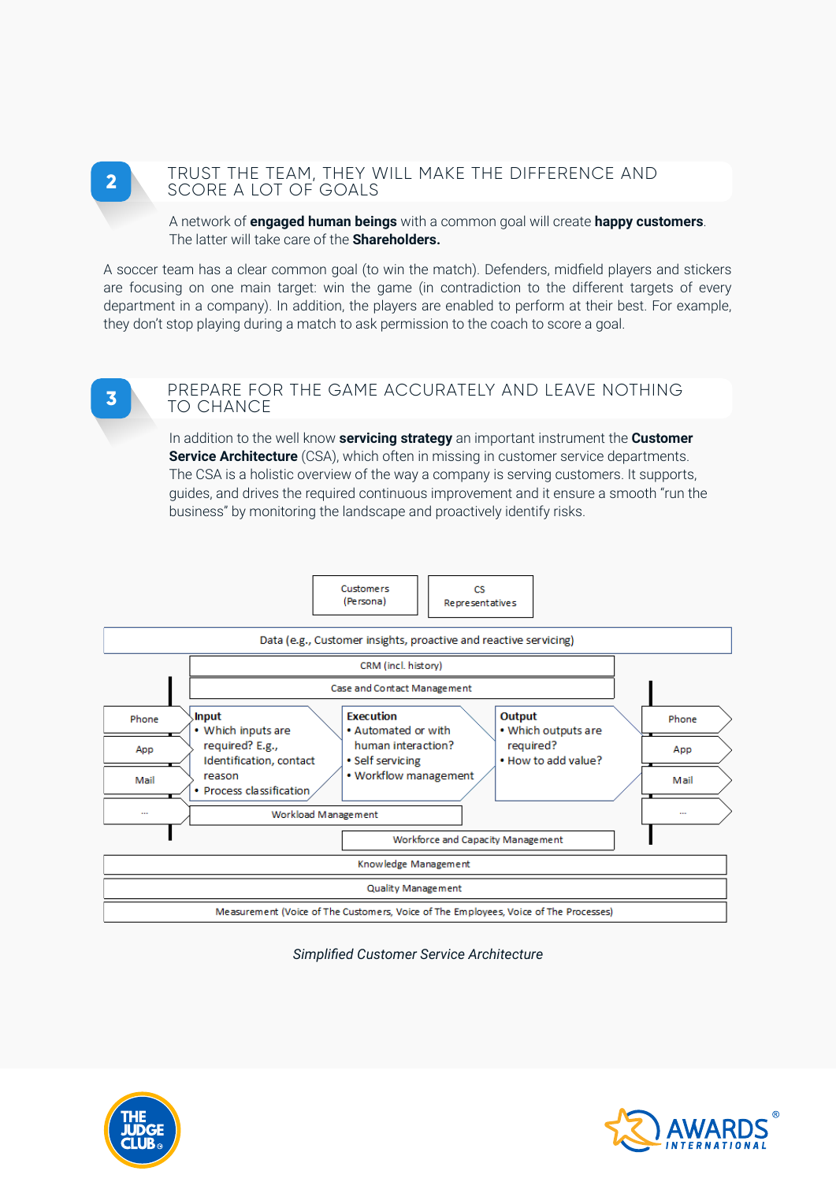## 2 TRUST THE TEAM, THEY WILL MAKE THE DIFFERENCE AND SCORE A LOT OF GOALS

A network of **engaged human beings** with a common goal will create **happy customers**. The latter will take care of the **Shareholders.**

A soccer team has a clear common goal (to win the match). Defenders, midfield players and stickers are focusing on one main target: win the game (in contradiction to the different targets of every department in a company). In addition, the players are enabled to perform at their best. For example, they don't stop playing during a match to ask permission to the coach to score a goal.

## 3 PREPARE FOR THE GAME ACCURATELY AND LEAVE NOTHING TO CHANCE

In addition to the well know **servicing strategy** an important instrument the **Customer Service Architecture** (CSA), which often in missing in customer service departments. The CSA is a holistic overview of the way a company is serving customers. It supports, guides, and drives the required continuous improvement and it ensure a smooth "run the business" by monitoring the landscape and proactively identify risks.

Customers (Persona)

CS Representatives

Data (e.g., Customer insights, proactive and reactive servicing)

CRM (incl. history)

Case and Contact Management

Phone | App | Mail | ...

**Input**
- Which inputs are required? E.g., Identification, contact reason
- Process classification

**Execution**
- Automated or with human interaction?
- Self servicing
- Workflow management

**Output**
- Which outputs are required?
- How to add value?

Phone | App | Mail | ...

Workload Management

Workforce and Capacity Management

Knowledge Management

Quality Management

Measurement (Voice of The Customers, Voice of The Employees, Voice of The Processes)

*Simplified Customer Service Architecture*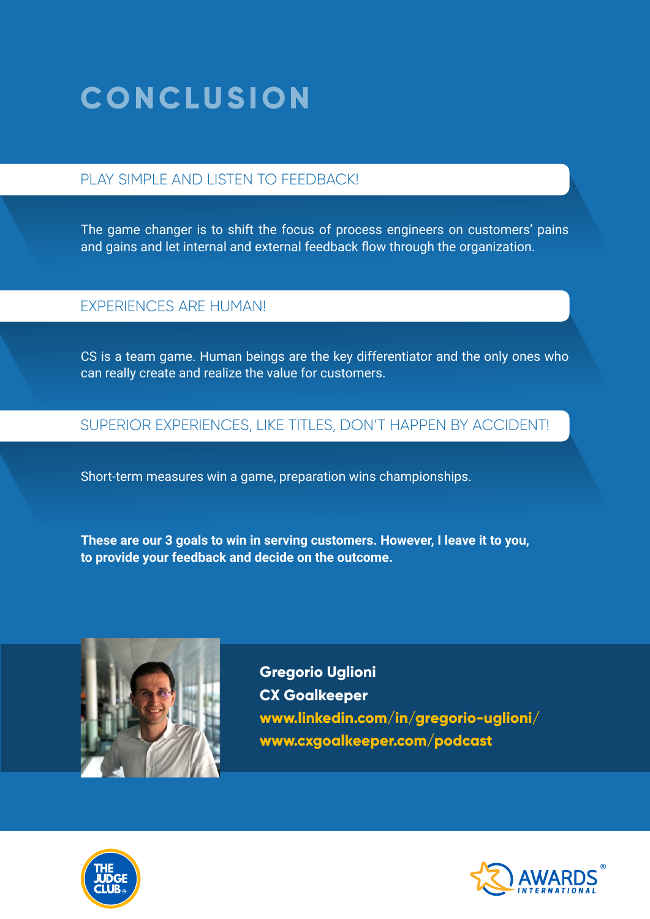# CONCLUSION

## PLAY SIMPLE AND LISTEN TO FEEDBACK!

The game changer is to shift the focus of process engineers on customers' pains and gains and let internal and external feedback flow through the organization.

## EXPERIENCES ARE HUMAN!

CS is a team game. Human beings are the key differentiator and the only ones who can really create and realize the value for customers.

## SUPERIOR EXPERIENCES, LIKE TITLES, DON'T HAPPEN BY ACCIDENT!

Short-term measures win a game, preparation wins championships.

**These are our 3 goals to win in serving customers. However, I leave it to you, to provide your feedback and decide on the outcome.**

**Gregorio Uglioni**
**CX Goalkeeper**
**www.linkedin.com/in/gregorio-uglioni/**
**www.cxgoalkeeper.com/podcast**

THE JUDGE CLUB

AWARDS INTERNATIONAL